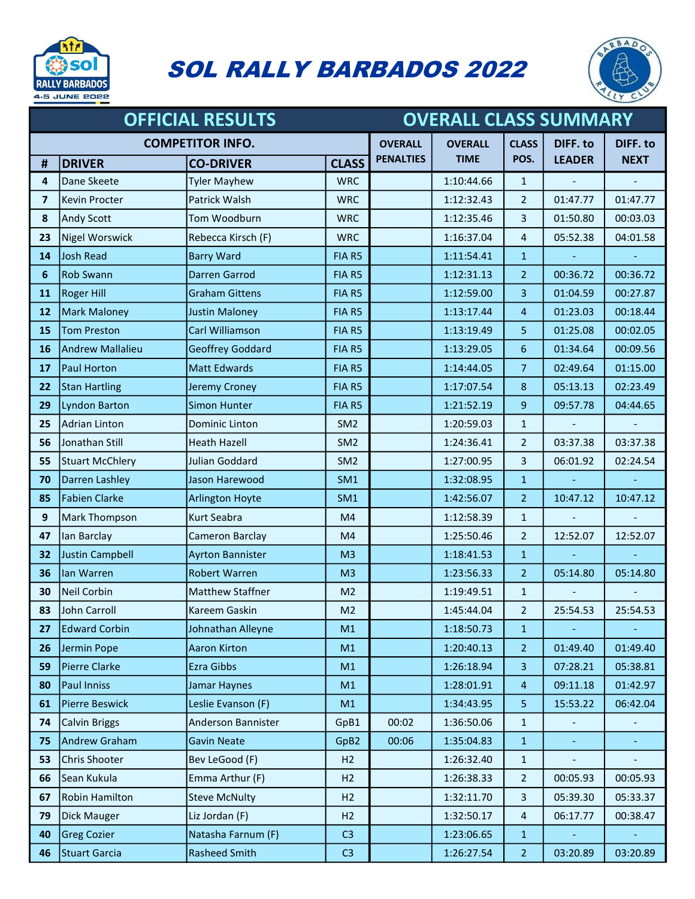# SOL RALLY BARBADOS 2022

## OFFICIAL RESULTS — OVERALL CLASS SUMMARY

| COMPETITOR INFO. | | | | OVERALL PENALTIES | OVERALL TIME | CLASS POS. | DIFF. to LEADER | DIFF. to NEXT |
|---|---|---|---|---|---|---|---|---|
| # | DRIVER | CO-DRIVER | CLASS | | | | | |
| 4 | Dane Skeete | Tyler Mayhew | WRC | | 1:10:44.66 | 1 | - | - |
| 7 | Kevin Procter | Patrick Walsh | WRC | | 1:12:32.43 | 2 | 01:47.77 | 01:47.77 |
| 8 | Andy Scott | Tom Woodburn | WRC | | 1:12:35.46 | 3 | 01:50.80 | 00:03.03 |
| 23 | Nigel Worswick | Rebecca Kirsch (F) | WRC | | 1:16:37.04 | 4 | 05:52.38 | 04:01.58 |
| 14 | Josh Read | Barry Ward | FIA R5 | | 1:11:54.41 | 1 | - | - |
| 6 | Rob Swann | Darren Garrod | FIA R5 | | 1:12:31.13 | 2 | 00:36.72 | 00:36.72 |
| 11 | Roger Hill | Graham Gittens | FIA R5 | | 1:12:59.00 | 3 | 01:04.59 | 00:27.87 |
| 12 | Mark Maloney | Justin Maloney | FIA R5 | | 1:13:17.44 | 4 | 01:23.03 | 00:18.44 |
| 15 | Tom Preston | Carl Williamson | FIA R5 | | 1:13:19.49 | 5 | 01:25.08 | 00:02.05 |
| 16 | Andrew Mallalieu | Geoffrey Goddard | FIA R5 | | 1:13:29.05 | 6 | 01:34.64 | 00:09.56 |
| 17 | Paul Horton | Matt Edwards | FIA R5 | | 1:14:44.05 | 7 | 02:49.64 | 01:15.00 |
| 22 | Stan Hartling | Jeremy Croney | FIA R5 | | 1:17:07.54 | 8 | 05:13.13 | 02:23.49 |
| 29 | Lyndon Barton | Simon Hunter | FIA R5 | | 1:21:52.19 | 9 | 09:57.78 | 04:44.65 |
| 25 | Adrian Linton | Dominic Linton | SM2 | | 1:20:59.03 | 1 | - | - |
| 56 | Jonathan Still | Heath Hazell | SM2 | | 1:24:36.41 | 2 | 03:37.38 | 03:37.38 |
| 55 | Stuart McChlery | Julian Goddard | SM2 | | 1:27:00.95 | 3 | 06:01.92 | 02:24.54 |
| 70 | Darren Lashley | Jason Harewood | SM1 | | 1:32:08.95 | 1 | - | - |
| 85 | Fabien Clarke | Arlington Hoyte | SM1 | | 1:42:56.07 | 2 | 10:47.12 | 10:47.12 |
| 9 | Mark Thompson | Kurt Seabra | M4 | | 1:12:58.39 | 1 | - | - |
| 47 | Ian Barclay | Cameron Barclay | M4 | | 1:25:50.46 | 2 | 12:52.07 | 12:52.07 |
| 32 | Justin Campbell | Ayrton Bannister | M3 | | 1:18:41.53 | 1 | - | - |
| 36 | Ian Warren | Robert Warren | M3 | | 1:23:56.33 | 2 | 05:14.80 | 05:14.80 |
| 30 | Neil Corbin | Matthew Staffner | M2 | | 1:19:49.51 | 1 | - | - |
| 83 | John Carroll | Kareem Gaskin | M2 | | 1:45:44.04 | 2 | 25:54.53 | 25:54.53 |
| 27 | Edward Corbin | Johnathan Alleyne | M1 | | 1:18:50.73 | 1 | - | - |
| 26 | Jermin Pope | Aaron Kirton | M1 | | 1:20:40.13 | 2 | 01:49.40 | 01:49.40 |
| 59 | Pierre Clarke | Ezra Gibbs | M1 | | 1:26:18.94 | 3 | 07:28.21 | 05:38.81 |
| 80 | Paul Inniss | Jamar Haynes | M1 | | 1:28:01.91 | 4 | 09:11.18 | 01:42.97 |
| 61 | Pierre Beswick | Leslie Evanson (F) | M1 | | 1:34:43.95 | 5 | 15:53.22 | 06:42.04 |
| 74 | Calvin Briggs | Anderson Bannister | GpB1 | 00:02 | 1:36:50.06 | 1 | - | - |
| 75 | Andrew Graham | Gavin Neate | GpB2 | 00:06 | 1:35:04.83 | 1 | - | - |
| 53 | Chris Shooter | Bev LeGood (F) | H2 | | 1:26:32.40 | 1 | - | - |
| 66 | Sean Kukula | Emma Arthur (F) | H2 | | 1:26:38.33 | 2 | 00:05.93 | 00:05.93 |
| 67 | Robin Hamilton | Steve McNulty | H2 | | 1:32:11.70 | 3 | 05:39.30 | 05:33.37 |
| 79 | Dick Mauger | Liz Jordan (F) | H2 | | 1:32:50.17 | 4 | 06:17.77 | 00:38.47 |
| 40 | Greg Cozier | Natasha Farnum (F) | C3 | | 1:23:06.65 | 1 | - | - |
| 46 | Stuart Garcia | Rasheed Smith | C3 | | 1:26:27.54 | 2 | 03:20.89 | 03:20.89 |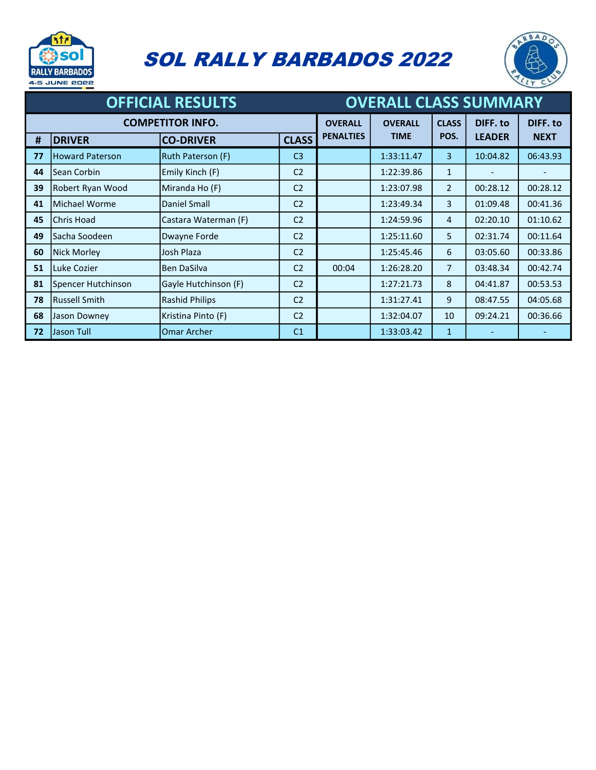# SOL RALLY BARBADOS 2022

## OFFICIAL RESULTS — OVERALL CLASS SUMMARY

| COMPETITOR INFO. | | | | OVERALL PENALTIES | OVERALL TIME | CLASS POS. | DIFF. to LEADER | DIFF. to NEXT |
|---|---|---|---|---|---|---|---|---|
| # | DRIVER | CO-DRIVER | CLASS | | | | | |
| 77 | Howard Paterson | Ruth Paterson (F) | C3 | | 1:33:11.47 | 3 | 10:04.82 | 06:43.93 |
| 44 | Sean Corbin | Emily Kinch (F) | C2 | | 1:22:39.86 | 1 | - | - |
| 39 | Robert Ryan Wood | Miranda Ho (F) | C2 | | 1:23:07.98 | 2 | 00:28.12 | 00:28.12 |
| 41 | Michael Worme | Daniel Small | C2 | | 1:23:49.34 | 3 | 01:09.48 | 00:41.36 |
| 45 | Chris Hoad | Castara Waterman (F) | C2 | | 1:24:59.96 | 4 | 02:20.10 | 01:10.62 |
| 49 | Sacha Soodeen | Dwayne Forde | C2 | | 1:25:11.60 | 5 | 02:31.74 | 00:11.64 |
| 60 | Nick Morley | Josh Plaza | C2 | | 1:25:45.46 | 6 | 03:05.60 | 00:33.86 |
| 51 | Luke Cozier | Ben DaSilva | C2 | 00:04 | 1:26:28.20 | 7 | 03:48.34 | 00:42.74 |
| 81 | Spencer Hutchinson | Gayle Hutchinson (F) | C2 | | 1:27:21.73 | 8 | 04:41.87 | 00:53.53 |
| 78 | Russell Smith | Rashid Philips | C2 | | 1:31:27.41 | 9 | 08:47.55 | 04:05.68 |
| 68 | Jason Downey | Kristina Pinto (F) | C2 | | 1:32:04.07 | 10 | 09:24.21 | 00:36.66 |
| 72 | Jason Tull | Omar Archer | C1 | | 1:33:03.42 | 1 | - | - |